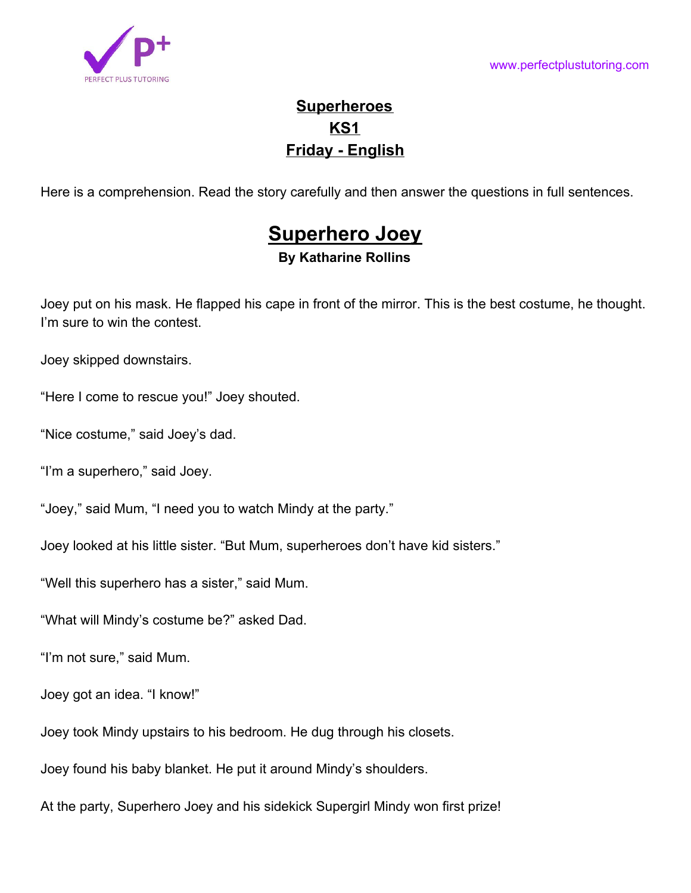**Superheroes**
**KS1**
**Friday - English**

Here is a comprehension. Read the story carefully and then answer the questions in full sentences.

# Superhero Joey

**By Katharine Rollins**

Joey put on his mask. He flapped his cape in front of the mirror. This is the best costume, he thought. I'm sure to win the contest.

Joey skipped downstairs.

"Here I come to rescue you!" Joey shouted.

"Nice costume," said Joey's dad.

"I'm a superhero," said Joey.

"Joey," said Mum, "I need you to watch Mindy at the party."

Joey looked at his little sister. "But Mum, superheroes don't have kid sisters."

"Well this superhero has a sister," said Mum.

"What will Mindy's costume be?" asked Dad.

"I'm not sure," said Mum.

Joey got an idea. "I know!"

Joey took Mindy upstairs to his bedroom. He dug through his closets.

Joey found his baby blanket. He put it around Mindy's shoulders.

At the party, Superhero Joey and his sidekick Supergirl Mindy won first prize!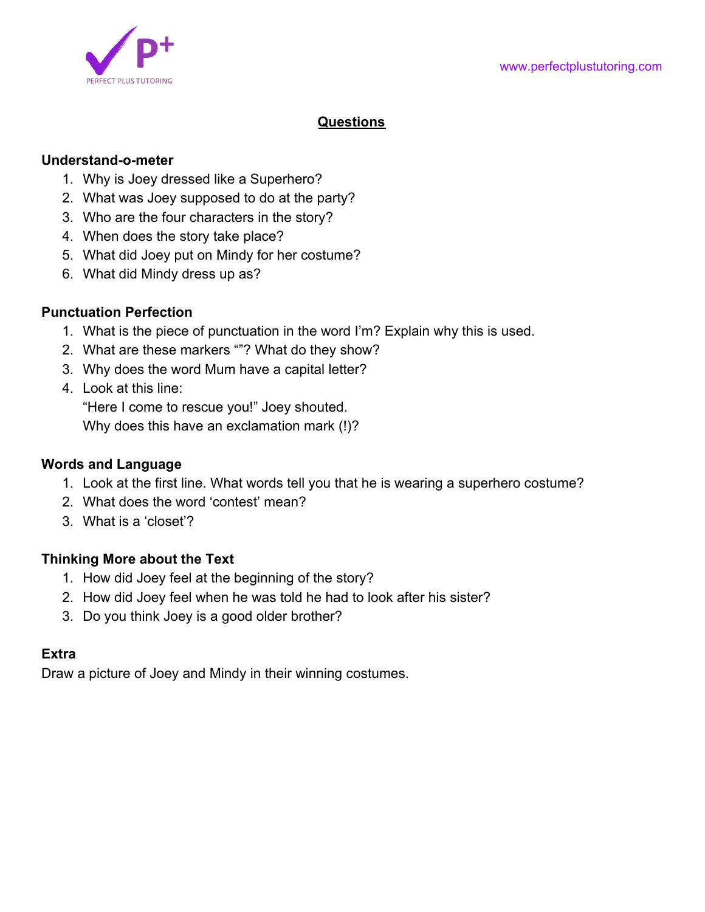## Questions

**Understand-o-meter**

1. Why is Joey dressed like a Superhero?
2. What was Joey supposed to do at the party?
3. Who are the four characters in the story?
4. When does the story take place?
5. What did Joey put on Mindy for her costume?
6. What did Mindy dress up as?

**Punctuation Perfection**

1. What is the piece of punctuation in the word I'm? Explain why this is used.
2. What are these markers “”? What do they show?
3. Why does the word Mum have a capital letter?
4. Look at this line:
   “Here I come to rescue you!” Joey shouted.
   Why does this have an exclamation mark (!)?

**Words and Language**

1. Look at the first line. What words tell you that he is wearing a superhero costume?
2. What does the word ‘contest’ mean?
3. What is a ‘closet’?

**Thinking More about the Text**

1. How did Joey feel at the beginning of the story?
2. How did Joey feel when he was told he had to look after his sister?
3. Do you think Joey is a good older brother?

**Extra**

Draw a picture of Joey and Mindy in their winning costumes.